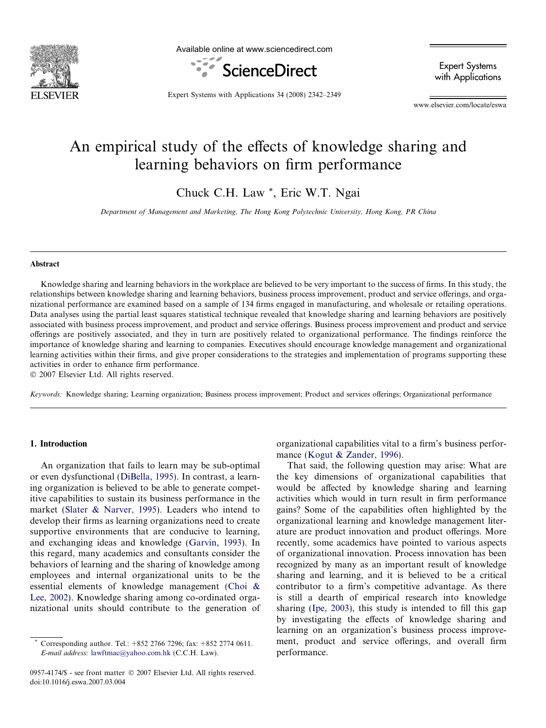# An empirical study of the effects of knowledge sharing and learning behaviors on firm performance

Chuck C.H. Law *, Eric W.T. Ngai

*Department of Management and Marketing, The Hong Kong Polytechnic University, Hong Kong, PR China*

## Abstract

Knowledge sharing and learning behaviors in the workplace are believed to be very important to the success of firms. In this study, the relationships between knowledge sharing and learning behaviors, business process improvement, product and service offerings, and organizational performance are examined based on a sample of 134 firms engaged in manufacturing, and wholesale or retailing operations. Data analyses using the partial least squares statistical technique revealed that knowledge sharing and learning behaviors are positively associated with business process improvement, and product and service offerings. Business process improvement and product and service offerings are positively associated, and they in turn are positively related to organizational performance. The findings reinforce the importance of knowledge sharing and learning to companies. Executives should encourage knowledge management and organizational learning activities within their firms, and give proper considerations to the strategies and implementation of programs supporting these activities in order to enhance firm performance.

© 2007 Elsevier Ltd. All rights reserved.

*Keywords:* Knowledge sharing; Learning organization; Business process improvement; Product and services offerings; Organizational performance

## 1. Introduction

An organization that fails to learn may be sub-optimal or even dysfunctional (DiBella, 1995). In contrast, a learning organization is believed to be able to generate competitive capabilities to sustain its business performance in the market (Slater & Narver, 1995). Leaders who intend to develop their firms as learning organizations need to create supportive environments that are conducive to learning, and exchanging ideas and knowledge (Garvin, 1993). In this regard, many academics and consultants consider the behaviors of learning and the sharing of knowledge among employees and internal organizational units to be the essential elements of knowledge management (Choi & Lee, 2002). Knowledge sharing among co-ordinated organizational units should contribute to the generation of organizational capabilities vital to a firm's business performance (Kogut & Zander, 1996).

That said, the following question may arise: What are the key dimensions of organizational capabilities that would be affected by knowledge sharing and learning activities which would in turn result in firm performance gains? Some of the capabilities often highlighted by the organizational learning and knowledge management literature are product innovation and product offerings. More recently, some academics have pointed to various aspects of organizational innovation. Process innovation has been recognized by many as an important result of knowledge sharing and learning, and it is believed to be a critical contributor to a firm's competitive advantage. As there is still a dearth of empirical research into knowledge sharing (Ipe, 2003), this study is intended to fill this gap by investigating the effects of knowledge sharing and learning on an organization's business process improvement, product and service offerings, and overall firm performance.

* Corresponding author. Tel.: +852 2766 7296; fax: +852 2774 0611. *E-mail address:* lawftmac@yahoo.com.hk (C.C.H. Law).

0957-4174/$ - see front matter © 2007 Elsevier Ltd. All rights reserved.
doi:10.1016/j.eswa.2007.03.004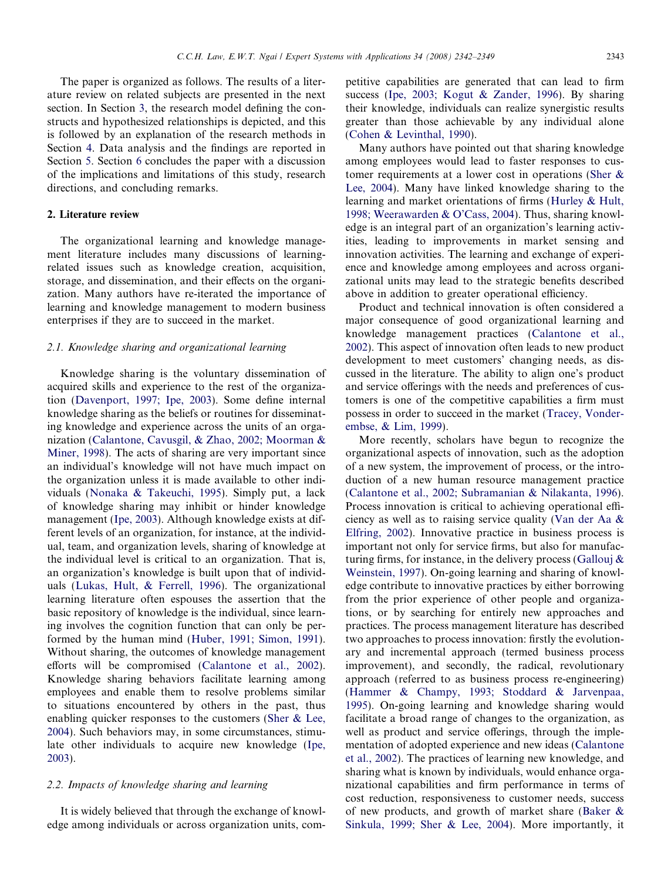The paper is organized as follows. The results of a literature review on related subjects are presented in the next section. In Section 3, the research model defining the constructs and hypothesized relationships is depicted, and this is followed by an explanation of the research methods in Section 4. Data analysis and the findings are reported in Section 5. Section 6 concludes the paper with a discussion of the implications and limitations of this study, research directions, and concluding remarks.

## 2. Literature review

The organizational learning and knowledge management literature includes many discussions of learning-related issues such as knowledge creation, acquisition, storage, and dissemination, and their effects on the organization. Many authors have re-iterated the importance of learning and knowledge management to modern business enterprises if they are to succeed in the market.

### 2.1. Knowledge sharing and organizational learning

Knowledge sharing is the voluntary dissemination of acquired skills and experience to the rest of the organization (Davenport, 1997; Ipe, 2003). Some define internal knowledge sharing as the beliefs or routines for disseminating knowledge and experience across the units of an organization (Calantone, Cavusgil, & Zhao, 2002; Moorman & Miner, 1998). The acts of sharing are very important since an individual's knowledge will not have much impact on the organization unless it is made available to other individuals (Nonaka & Takeuchi, 1995). Simply put, a lack of knowledge sharing may inhibit or hinder knowledge management (Ipe, 2003). Although knowledge exists at different levels of an organization, for instance, at the individual, team, and organization levels, sharing of knowledge at the individual level is critical to an organization. That is, an organization's knowledge is built upon that of individuals (Lukas, Hult, & Ferrell, 1996). The organizational learning literature often espouses the assertion that the basic repository of knowledge is the individual, since learning involves the cognition function that can only be performed by the human mind (Huber, 1991; Simon, 1991). Without sharing, the outcomes of knowledge management efforts will be compromised (Calantone et al., 2002). Knowledge sharing behaviors facilitate learning among employees and enable them to resolve problems similar to situations encountered by others in the past, thus enabling quicker responses to the customers (Sher & Lee, 2004). Such behaviors may, in some circumstances, stimulate other individuals to acquire new knowledge (Ipe, 2003).

### 2.2. Impacts of knowledge sharing and learning

It is widely believed that through the exchange of knowledge among individuals or across organization units, competitive capabilities are generated that can lead to firm success (Ipe, 2003; Kogut & Zander, 1996). By sharing their knowledge, individuals can realize synergistic results greater than those achievable by any individual alone (Cohen & Levinthal, 1990).

Many authors have pointed out that sharing knowledge among employees would lead to faster responses to customer requirements at a lower cost in operations (Sher & Lee, 2004). Many have linked knowledge sharing to the learning and market orientations of firms (Hurley & Hult, 1998; Weerawarden & O'Cass, 2004). Thus, sharing knowledge is an integral part of an organization's learning activities, leading to improvements in market sensing and innovation activities. The learning and exchange of experience and knowledge among employees and across organizational units may lead to the strategic benefits described above in addition to greater operational efficiency.

Product and technical innovation is often considered a major consequence of good organizational learning and knowledge management practices (Calantone et al., 2002). This aspect of innovation often leads to new product development to meet customers' changing needs, as discussed in the literature. The ability to align one's product and service offerings with the needs and preferences of customers is one of the competitive capabilities a firm must possess in order to succeed in the market (Tracey, Vonderembse, & Lim, 1999).

More recently, scholars have begun to recognize the organizational aspects of innovation, such as the adoption of a new system, the improvement of process, or the introduction of a new human resource management practice (Calantone et al., 2002; Subramanian & Nilakanta, 1996). Process innovation is critical to achieving operational efficiency as well as to raising service quality (Van der Aa & Elfring, 2002). Innovative practice in business process is important not only for service firms, but also for manufacturing firms, for instance, in the delivery process (Gallouj & Weinstein, 1997). On-going learning and sharing of knowledge contribute to innovative practices by either borrowing from the prior experience of other people and organizations, or by searching for entirely new approaches and practices. The process management literature has described two approaches to process innovation: firstly the evolutionary and incremental approach (termed business process improvement), and secondly, the radical, revolutionary approach (referred to as business process re-engineering) (Hammer & Champy, 1993; Stoddard & Jarvenpaa, 1995). On-going learning and knowledge sharing would facilitate a broad range of changes to the organization, as well as product and service offerings, through the implementation of adopted experience and new ideas (Calantone et al., 2002). The practices of learning new knowledge, and sharing what is known by individuals, would enhance organizational capabilities and firm performance in terms of cost reduction, responsiveness to customer needs, success of new products, and growth of market share (Baker & Sinkula, 1999; Sher & Lee, 2004). More importantly, it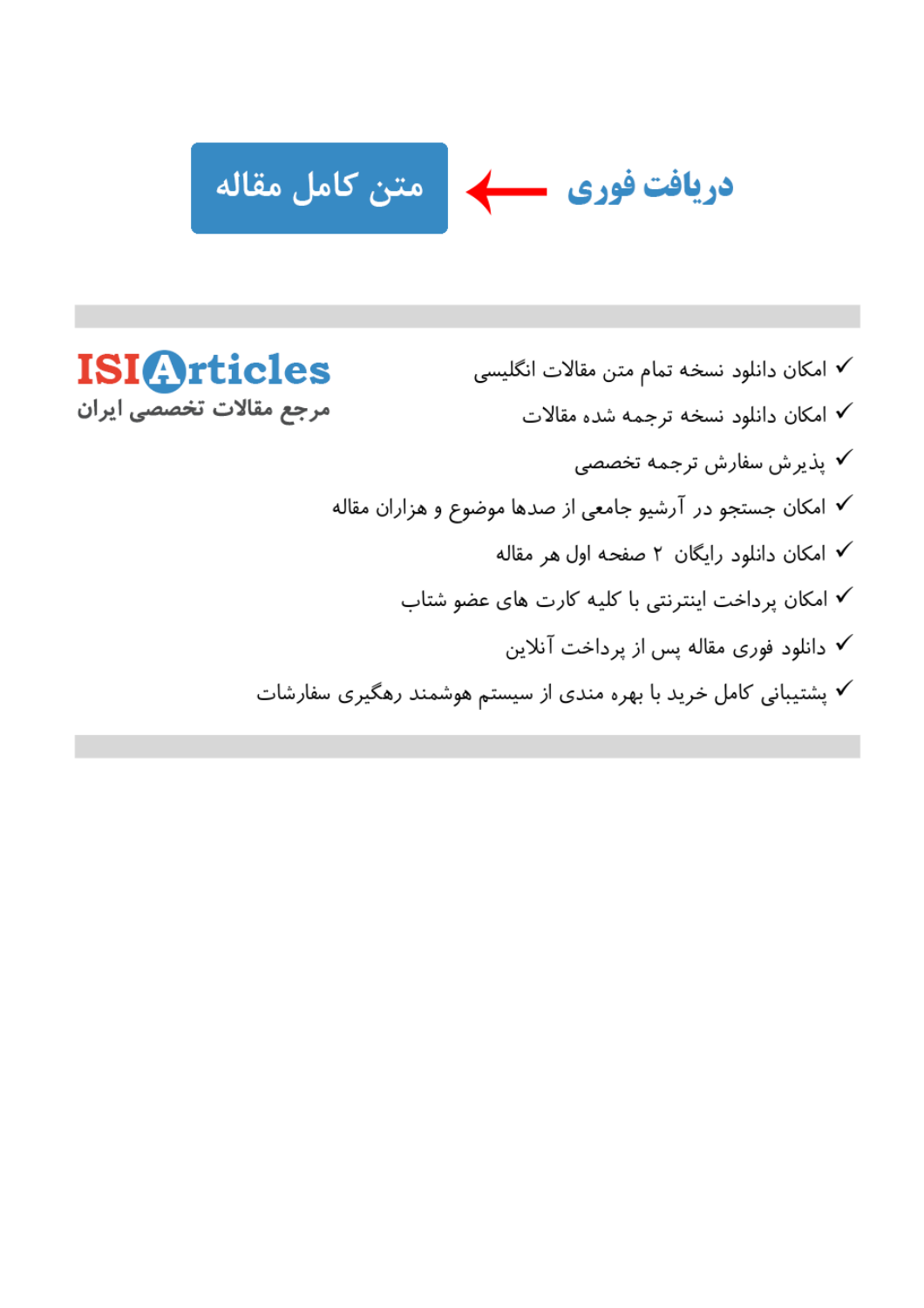دریافت فوری ← **متن کامل مقاله**

**ISIArticles**
مرجع مقالات تخصصی ایران

- ✓ امکان دانلود نسخه تمام متن مقالات انگلیسی
- ✓ امکان دانلود نسخه ترجمه شده مقالات
- ✓ پذیرش سفارش ترجمه تخصصی
- ✓ امکان جستجو در آرشیو جامعی از صدها موضوع و هزاران مقاله
- ✓ امکان دانلود رایگان ۲ صفحه اول هر مقاله
- ✓ امکان پرداخت اینترنتی با کلیه کارت های عضو شتاب
- ✓ دانلود فوری مقاله پس از پرداخت آنلاین
- ✓ پشتیبانی کامل خرید با بهره مندی از سیستم هوشمند رهگیری سفارشات